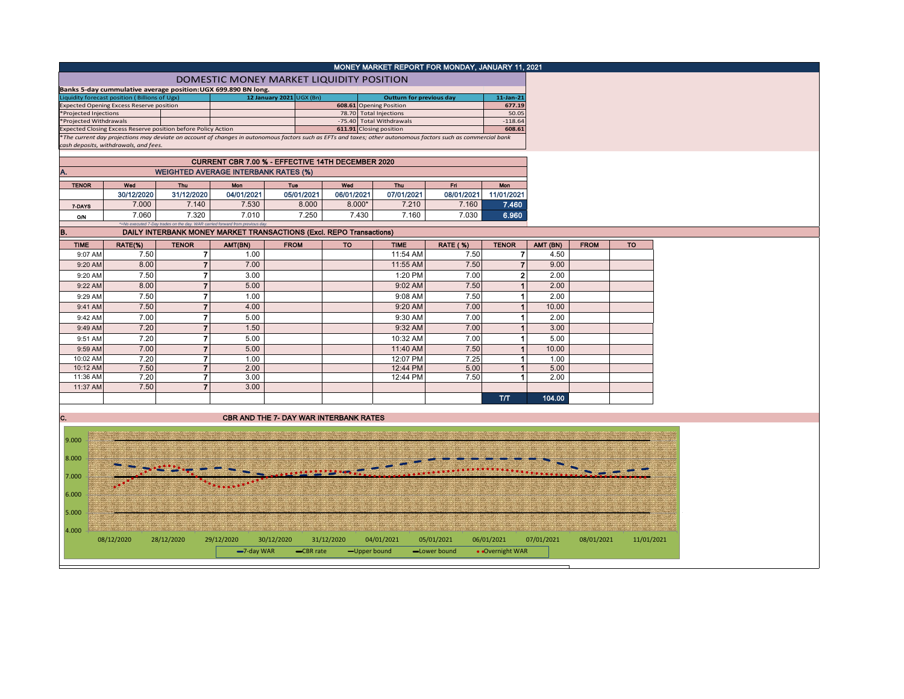# MONEY MARKET REPORT FOR MONDAY, JANUARY 11, 2021

## DOMESTIC MONEY MARKET LIQUIDITY POSITION

**Banks 5-day cummulative average position:UGX 699.890 BN long.**

| Liquidity forecast position (Billions of Ugx) | 12 January 2021 UGX (Bn) | Outturn for previous day | 11-Jan-21 |
|---|---|---|---|
| Expected Opening Excess Reserve position | 608.61 | Opening Position | 677.19 |
| *Projected Injections | 78.70 | Total Injections | 50.05 |
| *Projected Withdrawals | -75.40 | Total Withdrawals | -118.64 |
| Expected Closing Excess Reserve position before Policy Action | 611.91 | Closing position | 608.61 |

*The current day projections may deviate on account of changes in autonomous factors such as EFTs and taxes; other autonomous factors such as commercial bank cash deposits, withdrawals, and fees.

### CURRENT CBR 7.00 % - EFFECTIVE 14TH DECEMBER 2020

### A. WEIGHTED AVERAGE INTERBANK RATES (%)

| TENOR | Wed 30/12/2020 | Thu 31/12/2020 | Mon 04/01/2021 | Tue 05/01/2021 | Wed 06/01/2021 | Thu 07/01/2021 | Fri 08/01/2021 | Mon 11/01/2021 |
|---|---|---|---|---|---|---|---|---|
| 7-DAYS | 7.000 | 7.140 | 7.530 | 8.000 | 8.000* | 7.210 | 7.160 | 7.460 |
| O/N | 7.060 | 7.320 | 7.010 | 7.250 | 7.430 | 7.160 | 7.030 | 6.960 |

*=No executed 7-Day trades on the day. WAR carried forward from previous day.

### B. DAILY INTERBANK MONEY MARKET TRANSACTIONS (Excl. REPO Transactions)

| TIME | RATE(%) | TENOR | AMT(BN) | FROM | TO | TIME | RATE (%) | TENOR | AMT (BN) | FROM | TO |
|---|---|---|---|---|---|---|---|---|---|---|---|
| 9:07 AM | 7.50 | 7 | 1.00 | | | 11:54 AM | 7.50 | 7 | 4.50 | | |
| 9:20 AM | 8.00 | 7 | 7.00 | | | 11:55 AM | 7.50 | 7 | 9.00 | | |
| 9:20 AM | 7.50 | 7 | 3.00 | | | 1:20 PM | 7.00 | 2 | 2.00 | | |
| 9:22 AM | 8.00 | 7 | 5.00 | | | 9:02 AM | 7.50 | 1 | 2.00 | | |
| 9:29 AM | 7.50 | 7 | 1.00 | | | 9:08 AM | 7.50 | 1 | 2.00 | | |
| 9:41 AM | 7.50 | 7 | 4.00 | | | 9:20 AM | 7.00 | 1 | 10.00 | | |
| 9:42 AM | 7.00 | 7 | 5.00 | | | 9:30 AM | 7.00 | 1 | 2.00 | | |
| 9:49 AM | 7.20 | 7 | 1.50 | | | 9:32 AM | 7.00 | 1 | 3.00 | | |
| 9:51 AM | 7.20 | 7 | 5.00 | | | 10:32 AM | 7.00 | 1 | 5.00 | | |
| 9:59 AM | 7.00 | 7 | 5.00 | | | 11:40 AM | 7.50 | 1 | 10.00 | | |
| 10:02 AM | 7.20 | 7 | 1.00 | | | 12:07 PM | 7.25 | 1 | 1.00 | | |
| 10:12 AM | 7.50 | 7 | 2.00 | | | 12:44 PM | 5.00 | 1 | 5.00 | | |
| 11:36 AM | 7.20 | 7 | 3.00 | | | 12:44 PM | 7.50 | 1 | 2.00 | | |
| 11:37 AM | 7.50 | 7 | 3.00 | | | | | | | | |
| | | | | | | | | T/T | 104.00 | | |

### C. CBR AND THE 7- DAY WAR INTERBANK RATES

Legend: 7-day WAR, CBR rate, Upper bound, Lower bound, Overnight WAR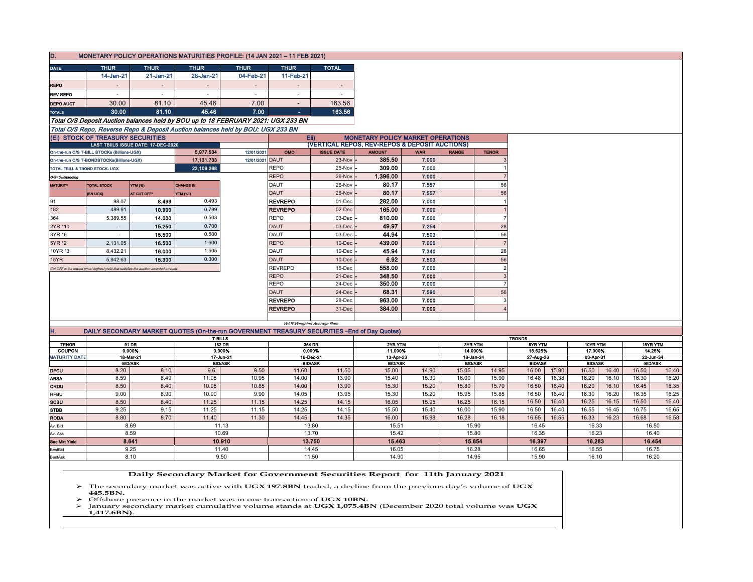## D. MONETARY POLICY OPERATIONS MATURITIES PROFILE: (14 JAN 2021 – 11 FEB 2021)

| DATE | THUR | THUR | THUR | THUR | THUR | TOTAL |
|---|---|---|---|---|---|---|
| | 14-Jan-21 | 21-Jan-21 | 28-Jan-21 | 04-Feb-21 | 11-Feb-21 | |
| REPO | - | - | - | - | - | - |
| REV REPO | - | - | - | - | - | - |
| DEPO AUCT | 30.00 | 81.10 | 45.46 | 7.00 | - | 163.56 |
| TOTALS | 30.00 | 81.10 | 45.46 | 7.00 | - | 163.56 |

*Total O/S Deposit Auction balances held by BOU up to 18 FEBRUARY 2021: UGX 233 BN*

*Total O/S Repo, Reverse Repo & Deposit Auction balances held by BOU: UGX 233 BN*

## (Ei) STOCK OF TREASURY SECURITIES

| LAST TBIILS ISSUE DATE: 17-DEC-2020 | | |
|---|---|---|
| On-the-run O/S T-BILL STOCKs (Billions-UGX) | 5,977.534 | 12/01/2021 |
| On-the-run O/S T-BONDSTOCKs(Billions-UGX) | 17,131.733 | 12/01/2021 |
| TOTAL TBILL & TBOND STOCK- UGX | 23,109.268 | |

*O/S=Outstanding*

| MATURITY | TOTAL STOCK (BN UGX) | YTM (%) AT CUT OFF* | CHANGE IN YTM (+/-) |
|---|---|---|---|
| 91 | 98.07 | 8.499 | 0.493 |
| 182 | 489.91 | 10.900 | 0.799 |
| 364 | 5,389.55 | 14.000 | 0.503 |
| 2YR *10 | - | 15.250 | 0.700 |
| 3YR *6 | - | 15.500 | 0.500 |
| 5YR *2 | 2,131.05 | 16.500 | 1.600 |
| 10YR *3 | 8,432.21 | 16.000 | 1.505 |
| 15YR | 5,942.63 | 15.300 | 0.300 |

*Cut OFF is the lowest price/ highest yield that satisfies the auction awarded amount.*

## Eii) MONETARY POLICY MARKET OPERATIONS
### (VERTICAL REPOS, REV-REPOS & DEPOSIT AUCTIONS)

| OMO | ISSUE DATE | AMOUNT | WAR | RANGE | TENOR |
|---|---|---|---|---|---|
| DAUT | 23-Nov | 385.50 | 7.000 | | 3 |
| REPO | 25-Nov | 309.00 | 7.000 | | 1 |
| REPO | 26-Nov | 1,396.00 | 7.000 | | 7 |
| DAUT | 26-Nov | 80.17 | 7.557 | | 56 |
| DAUT | 26-Nov | 80.17 | 7.557 | | 56 |
| REVREPO | 01-Dec | 282.00 | 7.000 | | 1 |
| REVREPO | 02-Dec | 165.00 | 7.000 | | 1 |
| REPO | 03-Dec | 810.00 | 7.000 | | 7 |
| DAUT | 03-Dec | 49.97 | 7.254 | | 28 |
| DAUT | 03-Dec | 44.94 | 7.503 | | 56 |
| REPO | 10-Dec | 439.00 | 7.000 | | 7 |
| DAUT | 10-Dec | 45.94 | 7.340 | | 28 |
| DAUT | 10-Dec | 6.92 | 7.503 | | 56 |
| REVREPO | 15-Dec | 558.00 | 7.000 | | 2 |
| REPO | 21-Dec | 348.50 | 7.000 | | 3 |
| REPO | 24-Dec | 350.00 | 7.000 | | 7 |
| DAUT | 24-Dec | 68.31 | 7.590 | | 56 |
| REVREPO | 28-Dec | 963.00 | 7.000 | | 3 |
| REVREPO | 31-Dec | 384.00 | 7.000 | | 4 |

*WAR-Weighted Average Rate*

## H. DAILY SECONDARY MARKET QUOTES (On-the-run GOVERNMENT TREASURY SECURITIES –End of Day Quotes)

| | T-BILLS | | | | | | TBONDS | | | | | | | | | |
|---|---|---|---|---|---|---|---|---|---|---|---|---|---|---|---|---|
| TENOR | 91 DR | | 182 DR | | 364 DR | | 2YR YTM | | 3YR YTM | | 5YR YTM | | 10YR YTM | | 15YR YTM | |
| COUPON | 0.000% | | 0.000% | | 0.000% | | 11.000% | | 14.000% | | 16.625% | | 17.000% | | 14.25% | |
| MATURITY DATE | 18-Mar-21 | | 17-Jun-21 | | 16-Dec-21 | | 13-Apr-23 | | 18-Jan-24 | | 27-Aug-26 | | 03-Apr-31 | | 22-Jun-34 | |
| | BID/ASK | | BID/ASK | | BID/ASK | | BID/ASK | | BID/ASK | | BID/ASK | | BID/ASK | | BID/ASK | |
| DFCU | 8.20 | 8.10 | 9.6. | 9.50 | 11.60 | 11.50 | 15.00 | 14.90 | 15.05 | 14.95 | 16.00 | 15.90 | 16.50 | 16.40 | 16.50 | 16.40 |
| ABSA | 8.59 | 8.49 | 11.05 | 10.95 | 14.00 | 13.90 | 15.40 | 15.30 | 16.00 | 15.90 | 16.48 | 16.38 | 16.20 | 16.10 | 16.30 | 16.20 |
| CRDU | 8.50 | 8.40 | 10.95 | 10.85 | 14.00 | 13.90 | 15.30 | 15.20 | 15.80 | 15.70 | 16.50 | 16.40 | 16.20 | 16.10 | 16.45 | 16.35 |
| HFBU | 9.00 | 8.90 | 10.90 | 9.90 | 14.05 | 13.95 | 15.30 | 15.20 | 15.95 | 15.85 | 16.50 | 16.40 | 16.30 | 16.20 | 16.35 | 16.25 |
| SCBU | 8.50 | 8.40 | 11.25 | 11.15 | 14.25 | 14.15 | 16.05 | 15.95 | 16.25 | 16.15 | 16.50 | 16.40 | 16.25 | 16.15 | 16.50 | 16.40 |
| STBB | 9.25 | 9.15 | 11.25 | 11.15 | 14.25 | 14.15 | 15.50 | 15.40 | 16.00 | 15.90 | 16.50 | 16.40 | 16.55 | 16.45 | 16.75 | 16.65 |
| RODA | 8.80 | 8.70 | 11.40 | 11.30 | 14.45 | 14.35 | 16.00 | 15.98 | 16.28 | 16.18 | 16.65 | 16.55 | 16.33 | 16.23 | 16.68 | 16.58 |
| Av. Bid | 8.69 | | 11.13 | | 13.80 | | 15.51 | | 15.90 | | 16.45 | | 16.33 | | 16.50 | |
| Av. Ask | 8.59 | | 10.69 | | 13.70 | | 15.42 | | 15.80 | | 16.35 | | 16.23 | | 16.40 | |
| Sec Mkt Yield | 8.641 | | 10.910 | | 13.750 | | 15.463 | | 15.854 | | 16.397 | | 16.283 | | 16.454 | |
| BestBid | 9.25 | | 11.40 | | 14.45 | | 16.05 | | 16.28 | | 16.65 | | 16.55 | | 16.75 | |
| BestAsk | 8.10 | | 9.50 | | 11.50 | | 14.90 | | 14.95 | | 15.90 | | 16.10 | | 16.20 | |

### Daily Secondary Market for Government Securities Report for 11th January 2021

- The secondary market was active with **UGX 197.8BN** traded, a decline from the previous day's volume of **UGX 445.5BN.**
- Offshore presence in the market was in one transaction of **UGX 10BN.**
- January secondary market cumulative volume stands at **UGX 1,075.4BN** (December 2020 total volume was **UGX 1,417.6BN).**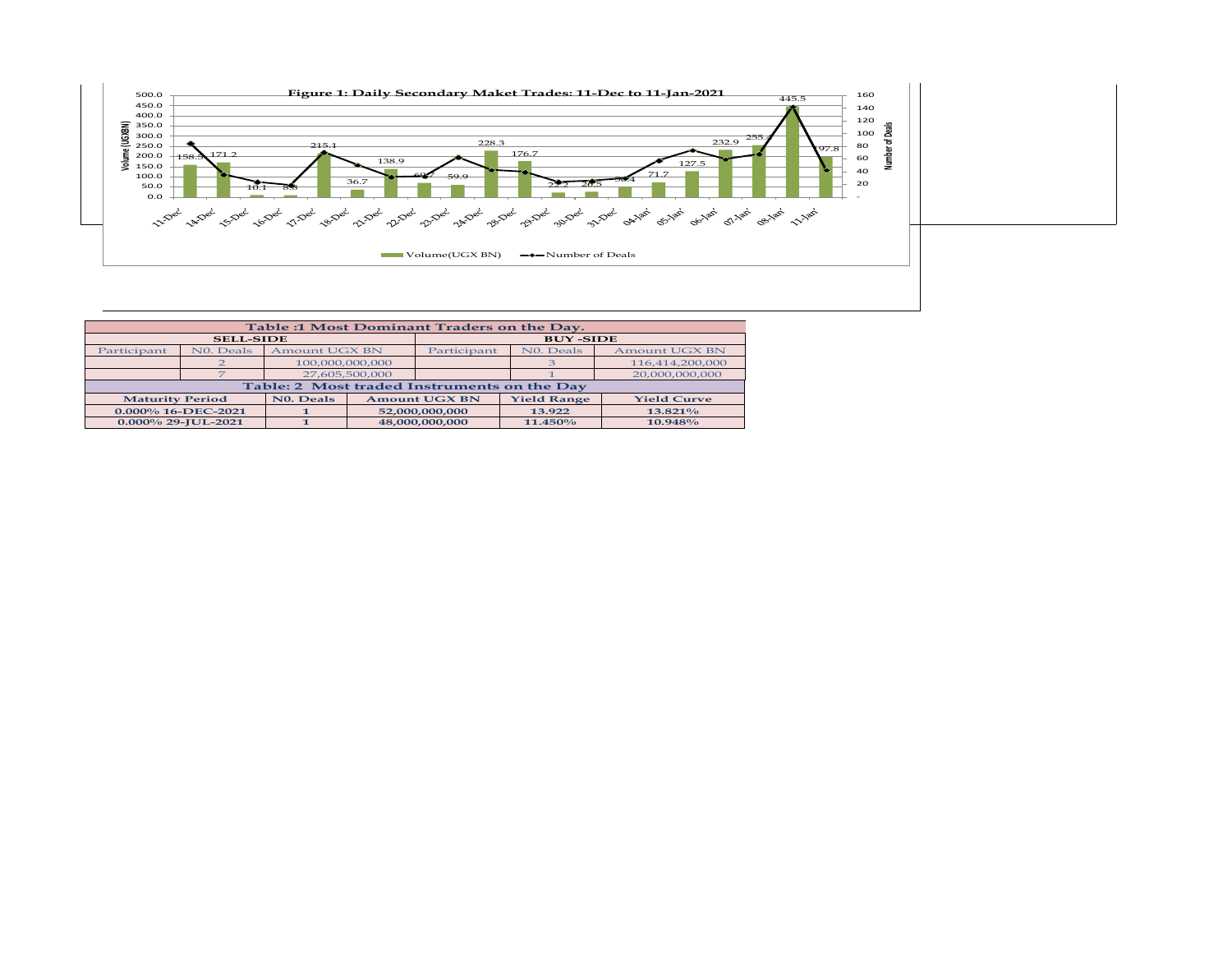**Figure 1: Daily Secondary Maket Trades: 11-Dec to 11-Jan-2021**

Volume (UGX BN)

Number of Deals

500.0
450.0
400.0
350.0
300.0
250.0
200.0
150.0
100.0
50.0
0.0

160
140
120
100
80
60
40
20
-

158.5 171.2 10.1 8.8 215.1 36.7 138.9 69.7 59.9 228.3 176.7 22.2 26.5 50.4 71.7 127.5 232.9 255.4 445.5 197.8

11-Dec 14-Dec 15-Dec 16-Dec 17-Dec 18-Dec 21-Dec 22-Dec 23-Dec 24-Dec 28-Dec 29-Dec 30-Dec 31-Dec 04-Jan 05-Jan 06-Jan 07-Jan 08-Jan 11-Jan

Volume(UGX BN) Number of Deals

| Table :1 Most Dominant Traders on the Day. | | | | | |
|---|---|---|---|---|---|
| SELL-SIDE | | | BUY -SIDE | | |
| Participant | N0. Deals | Amount UGX BN | Participant | N0. Deals | Amount UGX BN |
| | 2 | 100,000,000,000 | | 3 | 116,414,200,000 |
| | 7 | 27,605,500,000 | | 1 | 20,000,000,000 |

| Table: 2 Most traded Instruments on the Day | | | | |
|---|---|---|---|---|
| Maturity Period | N0. Deals | Amount UGX BN | Yield Range | Yield Curve |
| 0.000% 16-DEC-2021 | 1 | 52,000,000,000 | 13.922 | 13.821% |
| 0.000% 29-JUL-2021 | 1 | 48,000,000,000 | 11.450% | 10.948% |